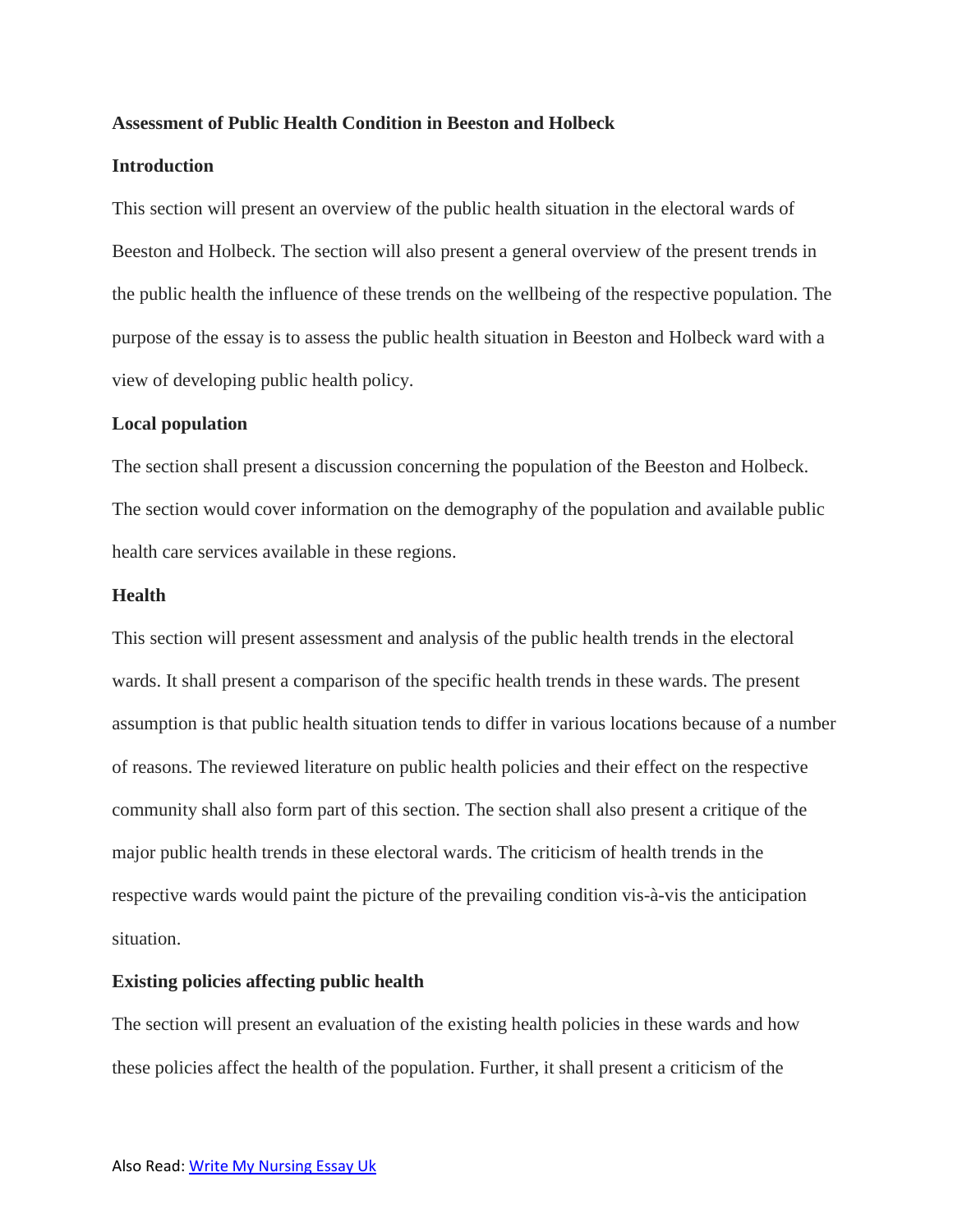**Assessment of Public Health Condition in Beeston and Holbeck**

**Introduction**

This section will present an overview of the public health situation in the electoral wards of Beeston and Holbeck. The section will also present a general overview of the present trends in the public health the influence of these trends on the wellbeing of the respective population. The purpose of the essay is to assess the public health situation in Beeston and Holbeck ward with a view of developing public health policy.

**Local population**

The section shall present a discussion concerning the population of the Beeston and Holbeck. The section would cover information on the demography of the population and available public health care services available in these regions.

**Health**

This section will present assessment and analysis of the public health trends in the electoral wards. It shall present a comparison of the specific health trends in these wards. The present assumption is that public health situation tends to differ in various locations because of a number of reasons. The reviewed literature on public health policies and their effect on the respective community shall also form part of this section. The section shall also present a critique of the major public health trends in these electoral wards. The criticism of health trends in the respective wards would paint the picture of the prevailing condition vis-à-vis the anticipation situation.

**Existing policies affecting public health**

The section will present an evaluation of the existing health policies in these wards and how these policies affect the health of the population. Further, it shall present a criticism of the

Also Read: Write My Nursing Essay Uk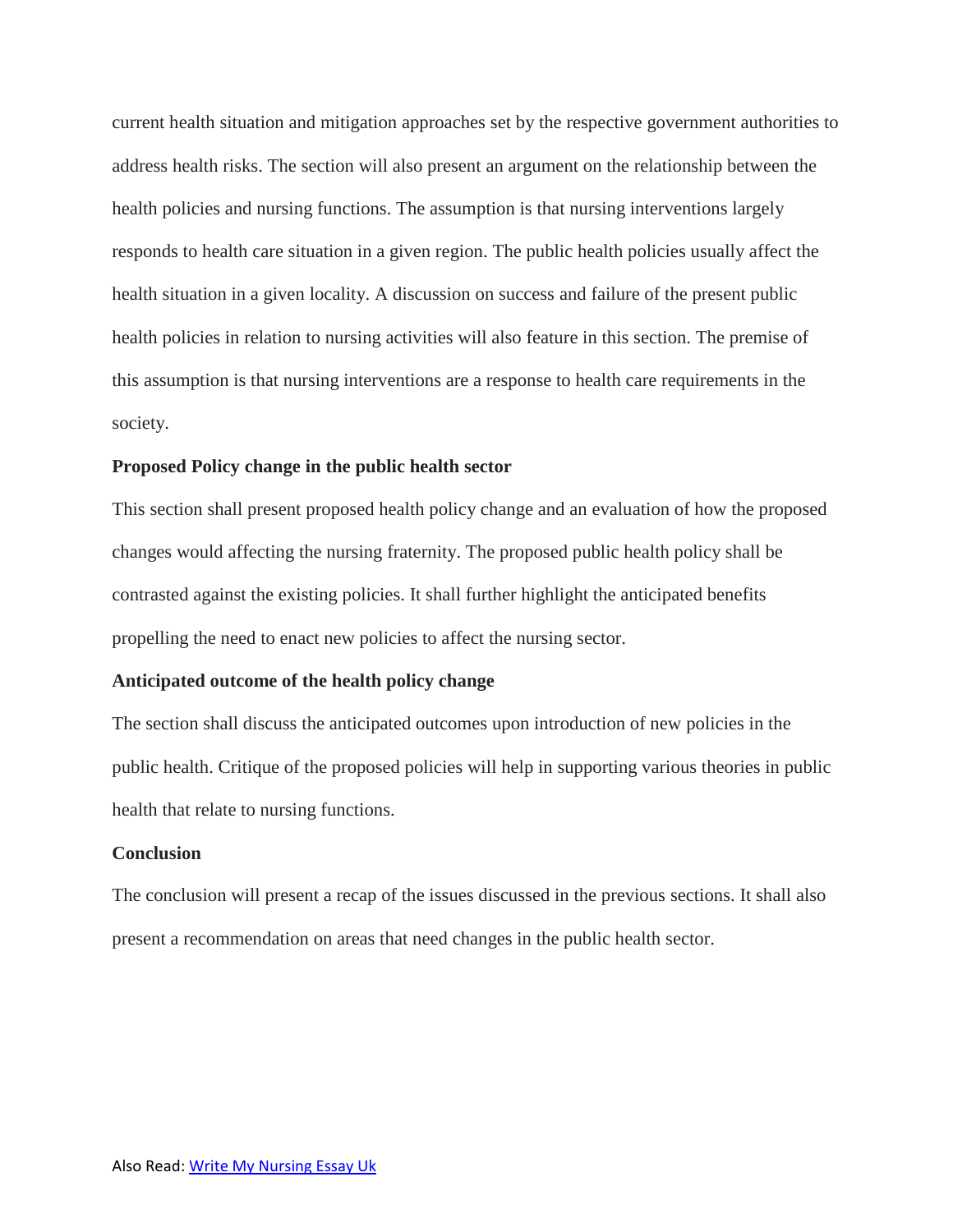current health situation and mitigation approaches set by the respective government authorities to address health risks. The section will also present an argument on the relationship between the health policies and nursing functions. The assumption is that nursing interventions largely responds to health care situation in a given region. The public health policies usually affect the health situation in a given locality. A discussion on success and failure of the present public health policies in relation to nursing activities will also feature in this section. The premise of this assumption is that nursing interventions are a response to health care requirements in the society.

**Proposed Policy change in the public health sector**

This section shall present proposed health policy change and an evaluation of how the proposed changes would affecting the nursing fraternity. The proposed public health policy shall be contrasted against the existing policies. It shall further highlight the anticipated benefits propelling the need to enact new policies to affect the nursing sector.

**Anticipated outcome of the health policy change**

The section shall discuss the anticipated outcomes upon introduction of new policies in the public health. Critique of the proposed policies will help in supporting various theories in public health that relate to nursing functions.

**Conclusion**

The conclusion will present a recap of the issues discussed in the previous sections. It shall also present a recommendation on areas that need changes in the public health sector.

Also Read: Write My Nursing Essay Uk